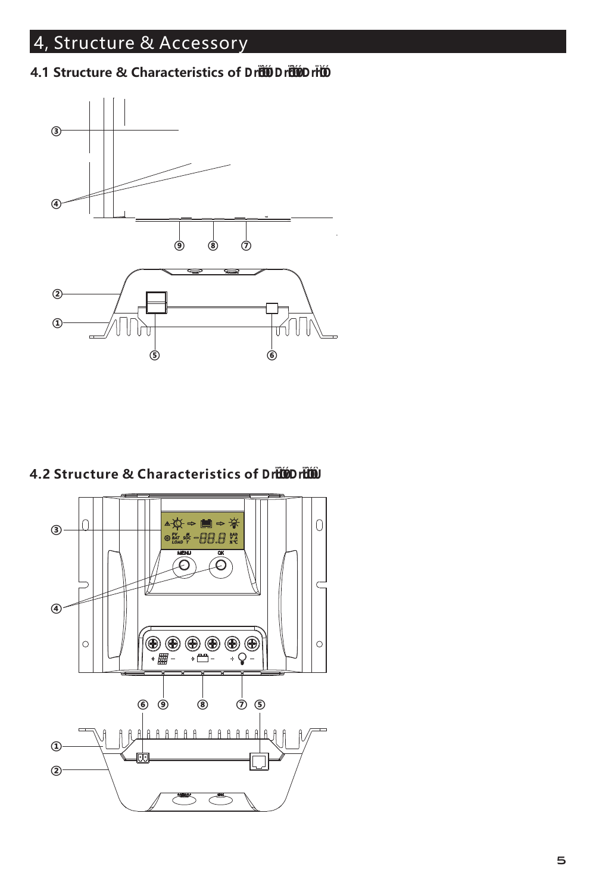# 4, Structure & Accessory

## 4.1 Structure & Characteristics of Dr10 Dr20 Dr30

③

④

⑨ ⑧ ⑦

②

①

⑤ ⑥

## 4.2 Structure & Characteristics of Dr40 Dr60

③

PV BAT LOAD M SOC T 88.8 kWh V A h℃

MENU OK

④

⑥ ⑨ ⑧ ⑦ ⑤

①

②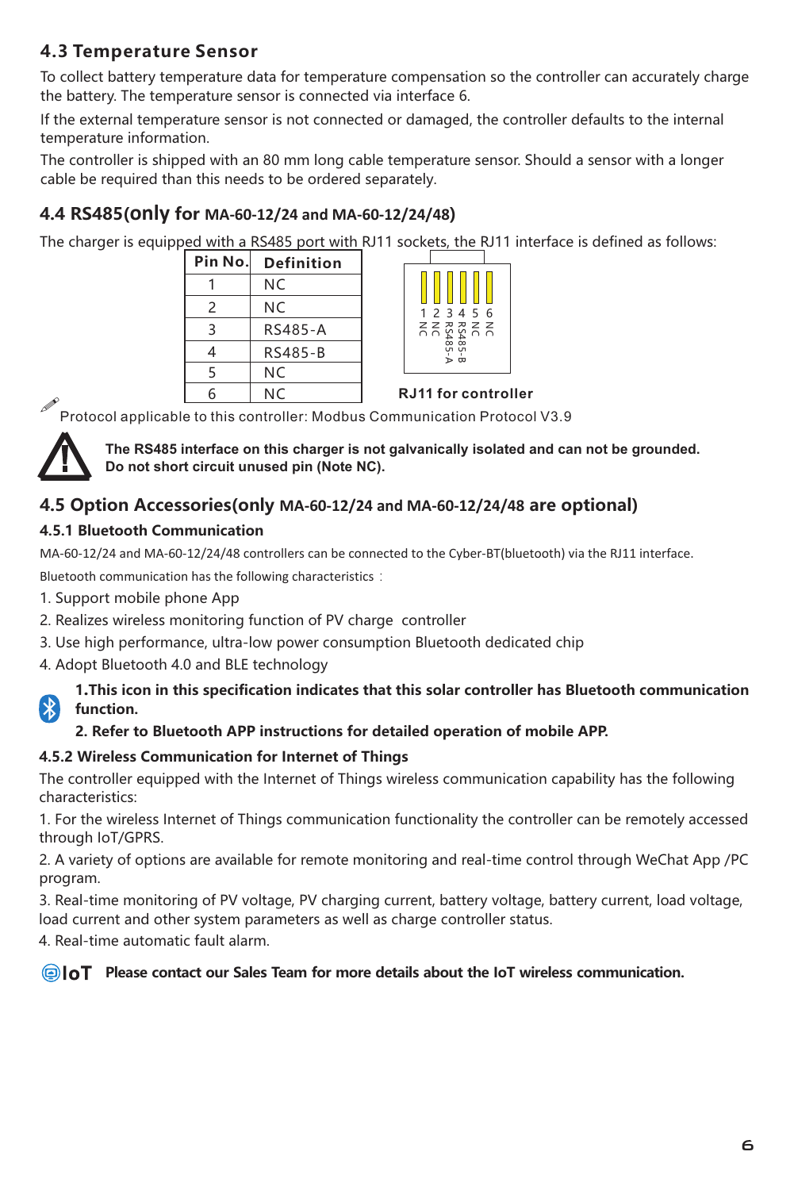## 4.3 Temperature Sensor

To collect battery temperature data for temperature compensation so the controller can accurately charge the battery. The temperature sensor is connected via interface 6.

If the external temperature sensor is not connected or damaged, the controller defaults to the internal temperature information.

The controller is shipped with an 80 mm long cable temperature sensor. Should a sensor with a longer cable be required than this needs to be ordered separately.

## 4.4 RS485(only for MA-60-12/24 and MA-60-12/24/48)

The charger is equipped with a RS485 port with RJ11 sockets, the RJ11 interface is defined as follows:

| Pin No. | Definition |
|---|---|
| 1 | NC |
| 2 | NC |
| 3 | RS485-A |
| 4 | RS485-B |
| 5 | NC |
| 6 | NC |

1 2 3 4 5 6
NC NC RS485-A RS485-B NC NC

**RJ11 for controller**

Protocol applicable to this controller: Modbus Communication Protocol V3.9

**The RS485 interface on this charger is not galvanically isolated and can not be grounded.**
**Do not short circuit unused pin (Note NC).**

## 4.5 Option Accessories(only MA-60-12/24 and MA-60-12/24/48 are optional)

### 4.5.1 Bluetooth Communication

MA-60-12/24 and MA-60-12/24/48 controllers can be connected to the Cyber-BT(bluetooth) via the RJ11 interface.

Bluetooth communication has the following characteristics：

1. Support mobile phone App
2. Realizes wireless monitoring function of PV charge controller
3. Use high performance, ultra-low power consumption Bluetooth dedicated chip
4. Adopt Bluetooth 4.0 and BLE technology

**1.This icon in this specification indicates that this solar controller has Bluetooth communication function.**
**2. Refer to Bluetooth APP instructions for detailed operation of mobile APP.**

### 4.5.2 Wireless Communication for Internet of Things

The controller equipped with the Internet of Things wireless communication capability has the following characteristics:

1. For the wireless Internet of Things communication functionality the controller can be remotely accessed through IoT/GPRS.
2. A variety of options are available for remote monitoring and real-time control through WeChat App /PC program.
3. Real-time monitoring of PV voltage, PV charging current, battery voltage, battery current, load voltage, load current and other system parameters as well as charge controller status.
4. Real-time automatic fault alarm.

IoT **Please contact our Sales Team for more details about the IoT wireless communication.**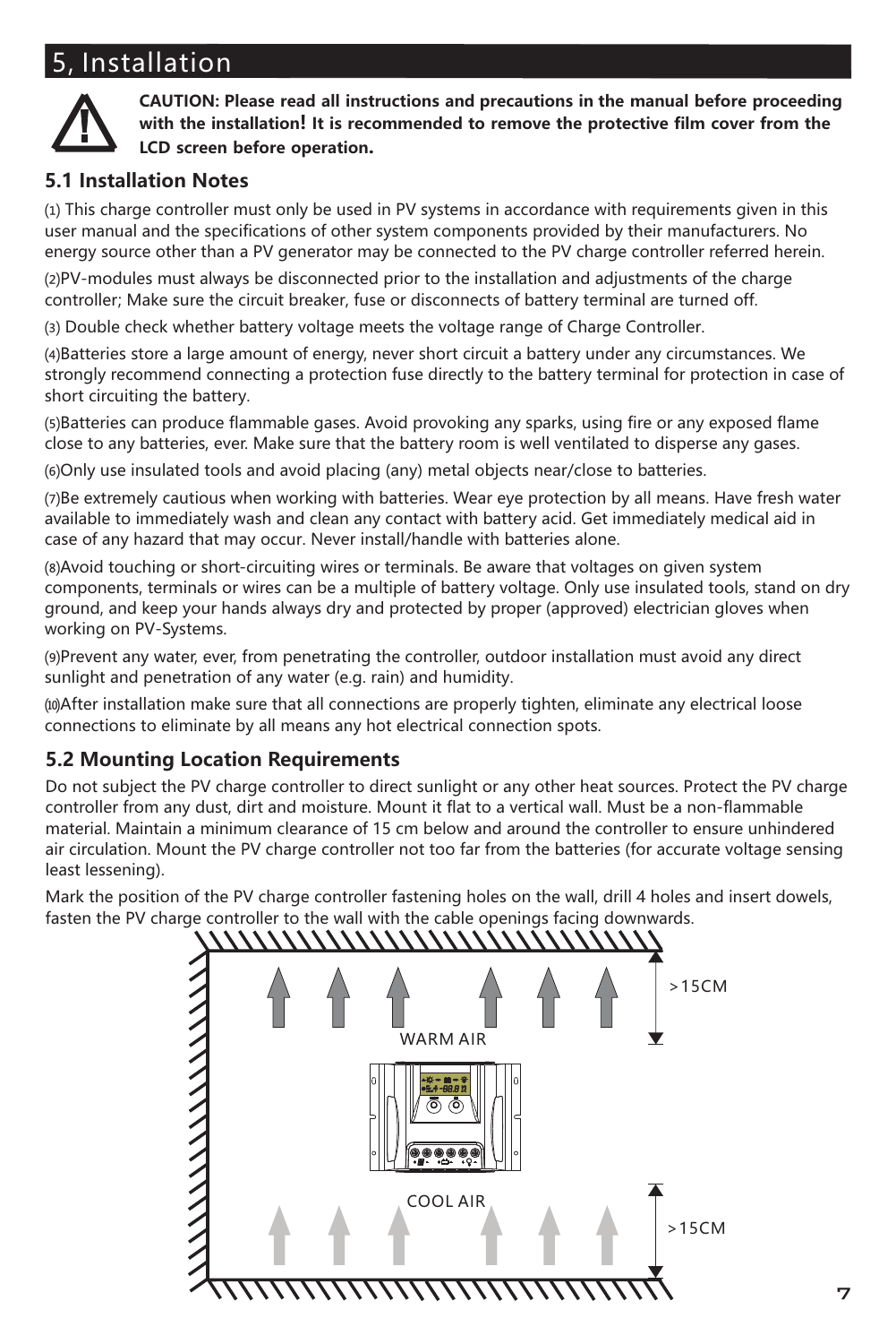# 5, Installation

**CAUTION: Please read all instructions and precautions in the manual before proceeding with the installation! It is recommended to remove the protective film cover from the LCD screen before operation.**

## 5.1 Installation Notes

(1) This charge controller must only be used in PV systems in accordance with requirements given in this user manual and the specifications of other system components provided by their manufacturers. No energy source other than a PV generator may be connected to the PV charge controller referred herein.

(2)PV-modules must always be disconnected prior to the installation and adjustments of the charge controller; Make sure the circuit breaker, fuse or disconnects of battery terminal are turned off.

(3) Double check whether battery voltage meets the voltage range of Charge Controller.

(4)Batteries store a large amount of energy, never short circuit a battery under any circumstances. We strongly recommend connecting a protection fuse directly to the battery terminal for protection in case of short circuiting the battery.

(5)Batteries can produce flammable gases. Avoid provoking any sparks, using fire or any exposed flame close to any batteries, ever. Make sure that the battery room is well ventilated to disperse any gases.

(6)Only use insulated tools and avoid placing (any) metal objects near/close to batteries.

(7)Be extremely cautious when working with batteries. Wear eye protection by all means. Have fresh water available to immediately wash and clean any contact with battery acid. Get immediately medical aid in case of any hazard that may occur. Never install/handle with batteries alone.

(8)Avoid touching or short-circuiting wires or terminals. Be aware that voltages on given system components, terminals or wires can be a multiple of battery voltage. Only use insulated tools, stand on dry ground, and keep your hands always dry and protected by proper (approved) electrician gloves when working on PV-Systems.

(9)Prevent any water, ever, from penetrating the controller, outdoor installation must avoid any direct sunlight and penetration of any water (e.g. rain) and humidity.

(10)After installation make sure that all connections are properly tighten, eliminate any electrical loose connections to eliminate by all means any hot electrical connection spots.

## 5.2 Mounting Location Requirements

Do not subject the PV charge controller to direct sunlight or any other heat sources. Protect the PV charge controller from any dust, dirt and moisture. Mount it flat to a vertical wall. Must be a non-flammable material. Maintain a minimum clearance of 15 cm below and around the controller to ensure unhindered air circulation. Mount the PV charge controller not too far from the batteries (for accurate voltage sensing least lessening).

Mark the position of the PV charge controller fastening holes on the wall, drill 4 holes and insert dowels, fasten the PV charge controller to the wall with the cable openings facing downwards.

>15CM

WARM AIR

COOL AIR

>15CM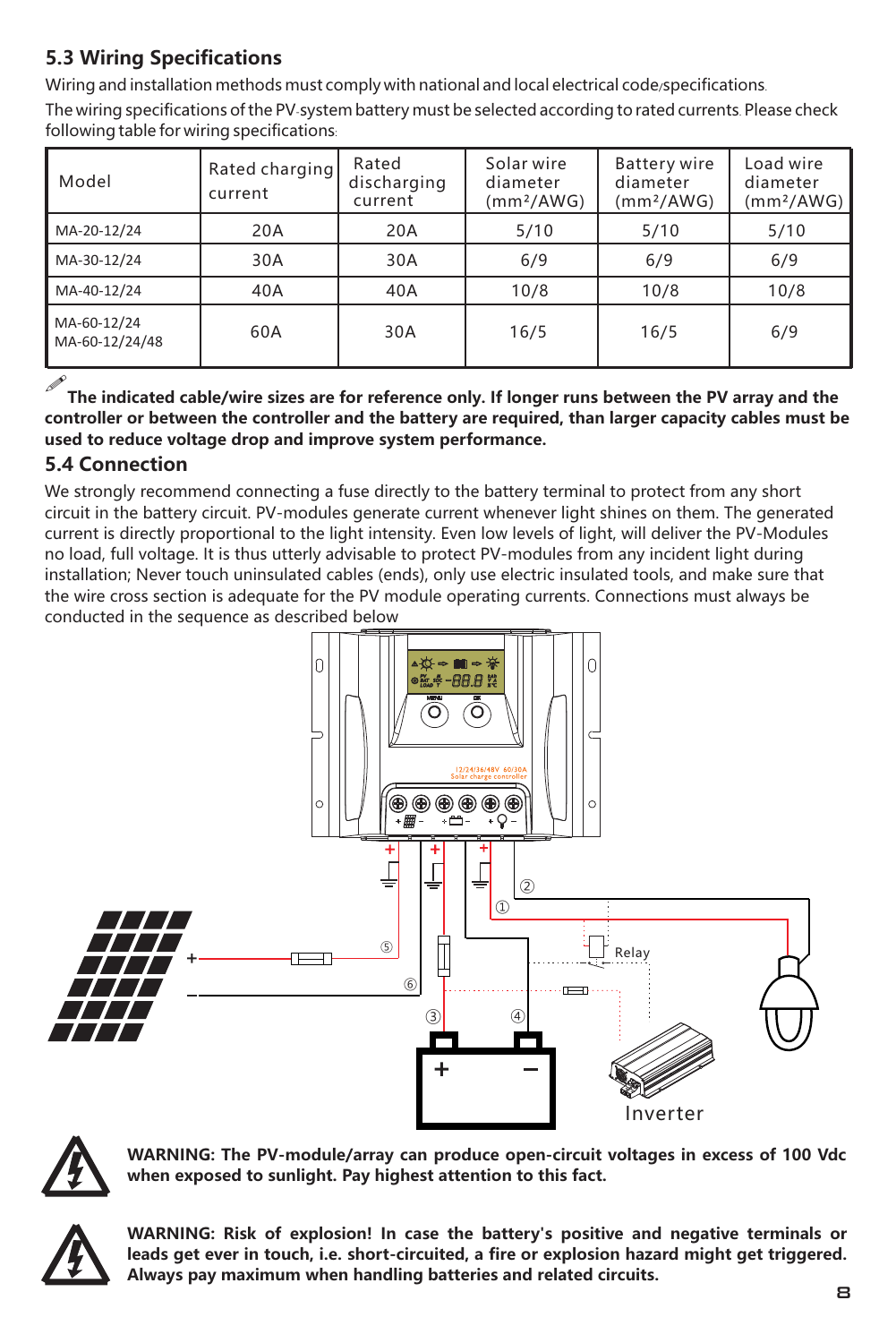### 5.3 Wiring Specifications

Wiring and installation methods must comply with national and local electrical code/specifications.

The wiring specifications of the PV-system battery must be selected according to rated currents. Please check following table for wiring specifications:

| Model | Rated charging current | Rated discharging current | Solar wire diameter (mm²/AWG) | Battery wire diameter (mm²/AWG) | Load wire diameter (mm²/AWG) |
|---|---|---|---|---|---|
| MA-20-12/24 | 20A | 20A | 5/10 | 5/10 | 5/10 |
| MA-30-12/24 | 30A | 30A | 6/9 | 6/9 | 6/9 |
| MA-40-12/24 | 40A | 40A | 10/8 | 10/8 | 10/8 |
| MA-60-12/24<br>MA-60-12/24/48 | 60A | 30A | 16/5 | 16/5 | 6/9 |

**The indicated cable/wire sizes are for reference only. If longer runs between the PV array and the controller or between the controller and the battery are required, than larger capacity cables must be used to reduce voltage drop and improve system performance.**

### 5.4 Connection

We strongly recommend connecting a fuse directly to the battery terminal to protect from any short circuit in the battery circuit. PV-modules generate current whenever light shines on them. The generated current is directly proportional to the light intensity. Even low levels of light, will deliver the PV-Modules no load, full voltage. It is thus utterly advisable to protect PV-modules from any incident light during installation; Never touch uninsulated cables (ends), only use electric insulated tools, and make sure that the wire cross section is adequate for the PV module operating currents. Connections must always be conducted in the sequence as described below

12/24/36/48V 60/30A Solar charge controller

① ② ③ ④ ⑤ ⑥ Relay Inverter

**WARNING: The PV-module/array can produce open-circuit voltages in excess of 100 Vdc when exposed to sunlight. Pay highest attention to this fact.**

**WARNING: Risk of explosion! In case the battery's positive and negative terminals or leads get ever in touch, i.e. short-circuited, a fire or explosion hazard might get triggered. Always pay maximum when handling batteries and related circuits.**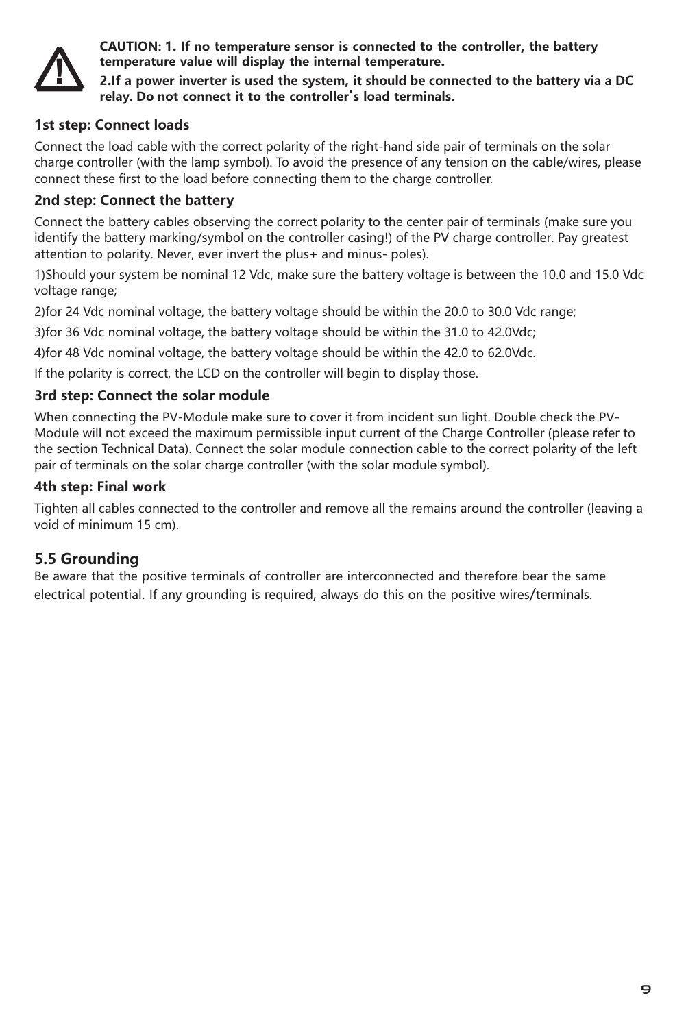**CAUTION: 1. If no temperature sensor is connected to the controller, the battery temperature value will display the internal temperature.**

**2.If a power inverter is used the system, it should be connected to the battery via a DC relay. Do not connect it to the controller's load terminals.**

### 1st step: Connect loads

Connect the load cable with the correct polarity of the right-hand side pair of terminals on the solar charge controller (with the lamp symbol). To avoid the presence of any tension on the cable/wires, please connect these first to the load before connecting them to the charge controller.

### 2nd step: Connect the battery

Connect the battery cables observing the correct polarity to the center pair of terminals (make sure you identify the battery marking/symbol on the controller casing!) of the PV charge controller. Pay greatest attention to polarity. Never, ever invert the plus+ and minus- poles).

1)Should your system be nominal 12 Vdc, make sure the battery voltage is between the 10.0 and 15.0 Vdc voltage range;

2)for 24 Vdc nominal voltage, the battery voltage should be within the 20.0 to 30.0 Vdc range;

3)for 36 Vdc nominal voltage, the battery voltage should be within the 31.0 to 42.0Vdc;

4)for 48 Vdc nominal voltage, the battery voltage should be within the 42.0 to 62.0Vdc.

If the polarity is correct, the LCD on the controller will begin to display those.

### 3rd step: Connect the solar module

When connecting the PV-Module make sure to cover it from incident sun light. Double check the PV-Module will not exceed the maximum permissible input current of the Charge Controller (please refer to the section Technical Data). Connect the solar module connection cable to the correct polarity of the left pair of terminals on the solar charge controller (with the solar module symbol).

### 4th step: Final work

Tighten all cables connected to the controller and remove all the remains around the controller (leaving a void of minimum 15 cm).

## 5.5 Grounding

Be aware that the positive terminals of controller are interconnected and therefore bear the same electrical potential. If any grounding is required, always do this on the positive wires/terminals.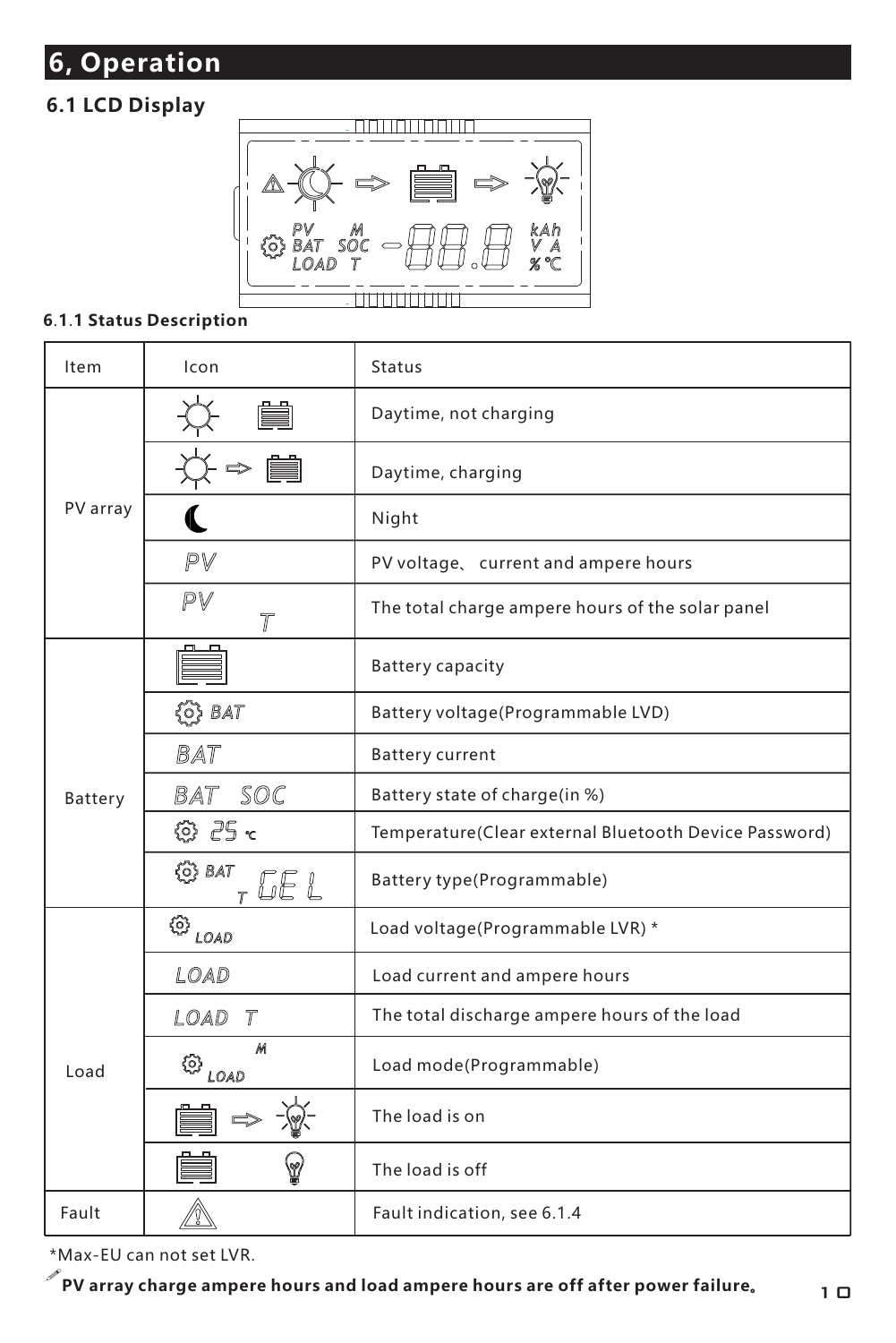# 6, Operation

## 6.1 LCD Display

### 6.1.1 Status Description

| Item | Icon | Status |
| --- | --- | --- |
| PV array | ☼ (battery) | Daytime, not charging |
| | ☼ ⇨ (battery) | Daytime, charging |
| | ☾ | Night |
| | PV | PV voltage、 current and ampere hours |
| | PV T | The total charge ampere hours of the solar panel |
| Battery | (battery) | Battery capacity |
| | ⚙ BAT | Battery voltage(Programmable LVD) |
| | BAT | Battery current |
| | BAT SOC | Battery state of charge(in %) |
| | ⚙ 25 ℃ | Temperature(Clear external Bluetooth Device Password) |
| | ⚙ BAT T GEL | Battery type(Programmable) |
| Load | ⚙ LOAD | Load voltage(Programmable LVR) * |
| | LOAD | Load current and ampere hours |
| | LOAD T | The total discharge ampere hours of the load |
| | ⚙ LOAD M | Load mode(Programmable) |
| | (battery) ⇨ (bulb) | The load is on |
| | (battery) (bulb) | The load is off |
| Fault | ⚠ | Fault indication, see 6.1.4 |

*Max-EU can not set LVR.

**PV array charge ampere hours and load ampere hours are off after power failure。**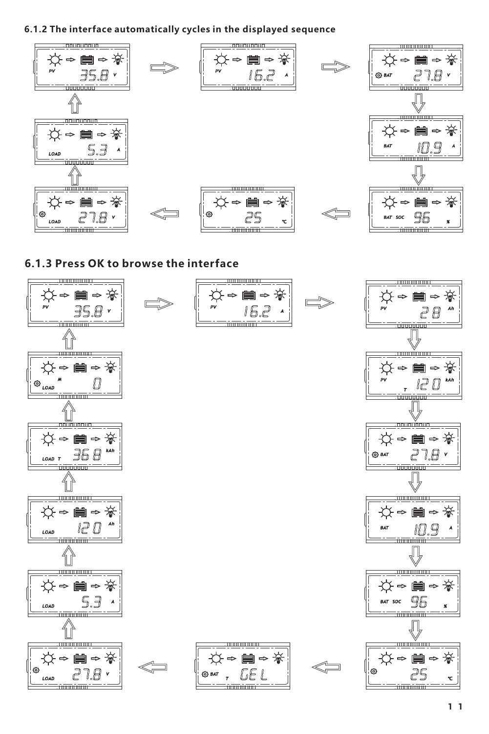### 6.1.2 The interface automatically cycles in the displayed sequence

PV 35.8 V → PV 16.2 A → BAT 27.8 V → BAT 10.9 A → BAT SOC 96 % → 25 ℃ → LOAD 27.8 V → LOAD 5.3 A → PV 35.8 V

## 6.1.3 Press OK to browse the interface

PV 35.8 V → PV 16.2 A → PV 28 Ah → PV T 120 kAh → BAT 27.8 V → BAT 10.9 A → BAT SOC 96 % → 25 ℃ → BAT T GEL → LOAD 27.8 V → LOAD 5.3 A → LOAD 120 Ah → LOAD T 36.8 kAh → M LOAD 0 → PV 35.8 V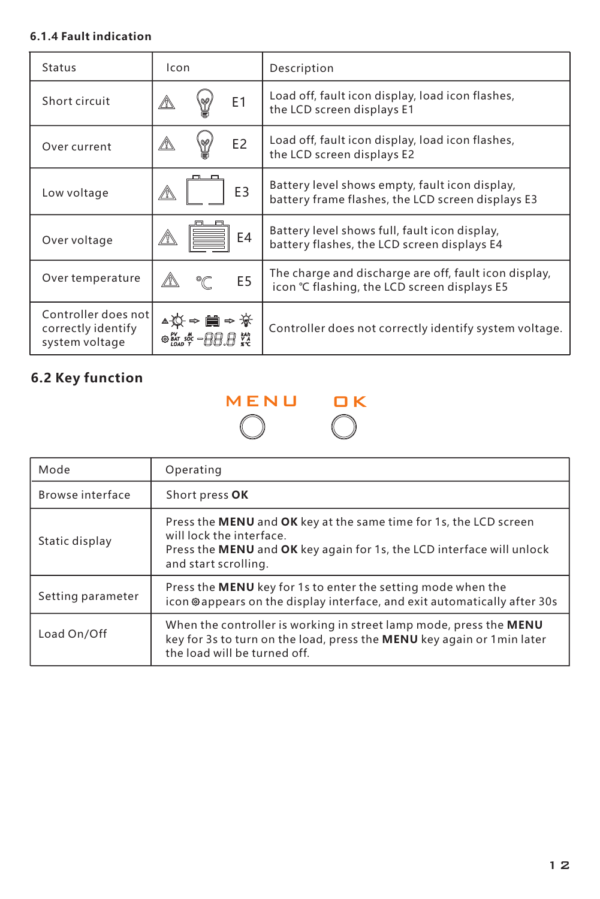### 6.1.4 Fault indication

| Status | Icon | Description |
|---|---|---|
| Short circuit | E1 | Load off, fault icon display, load icon flashes, the LCD screen displays E1 |
| Over current | E2 | Load off, fault icon display, load icon flashes, the LCD screen displays E2 |
| Low voltage | E3 | Battery level shows empty, fault icon display, battery frame flashes, the LCD screen displays E3 |
| Over voltage | E4 | Battery level shows full, fault icon display, battery flashes, the LCD screen displays E4 |
| Over temperature | ℃ E5 | The charge and discharge are off, fault icon display, icon ℃ flashing, the LCD screen displays E5 |
| Controller does not correctly identify system voltage | | Controller does not correctly identify system voltage. |

## 6.2 Key function

MENU OK

| Mode | Operating |
|---|---|
| Browse interface | Short press **OK** |
| Static display | Press the **MENU** and **OK** key at the same time for 1s, the LCD screen will lock the interface. Press the **MENU** and **OK** key again for 1s, the LCD interface will unlock and start scrolling. |
| Setting parameter | Press the **MENU** key for 1s to enter the setting mode when the icon ⚙ appears on the display interface, and exit automatically after 30s |
| Load On/Off | When the controller is working in street lamp mode, press the **MENU** key for 3s to turn on the load, press the **MENU** key again or 1min later the load will be turned off. |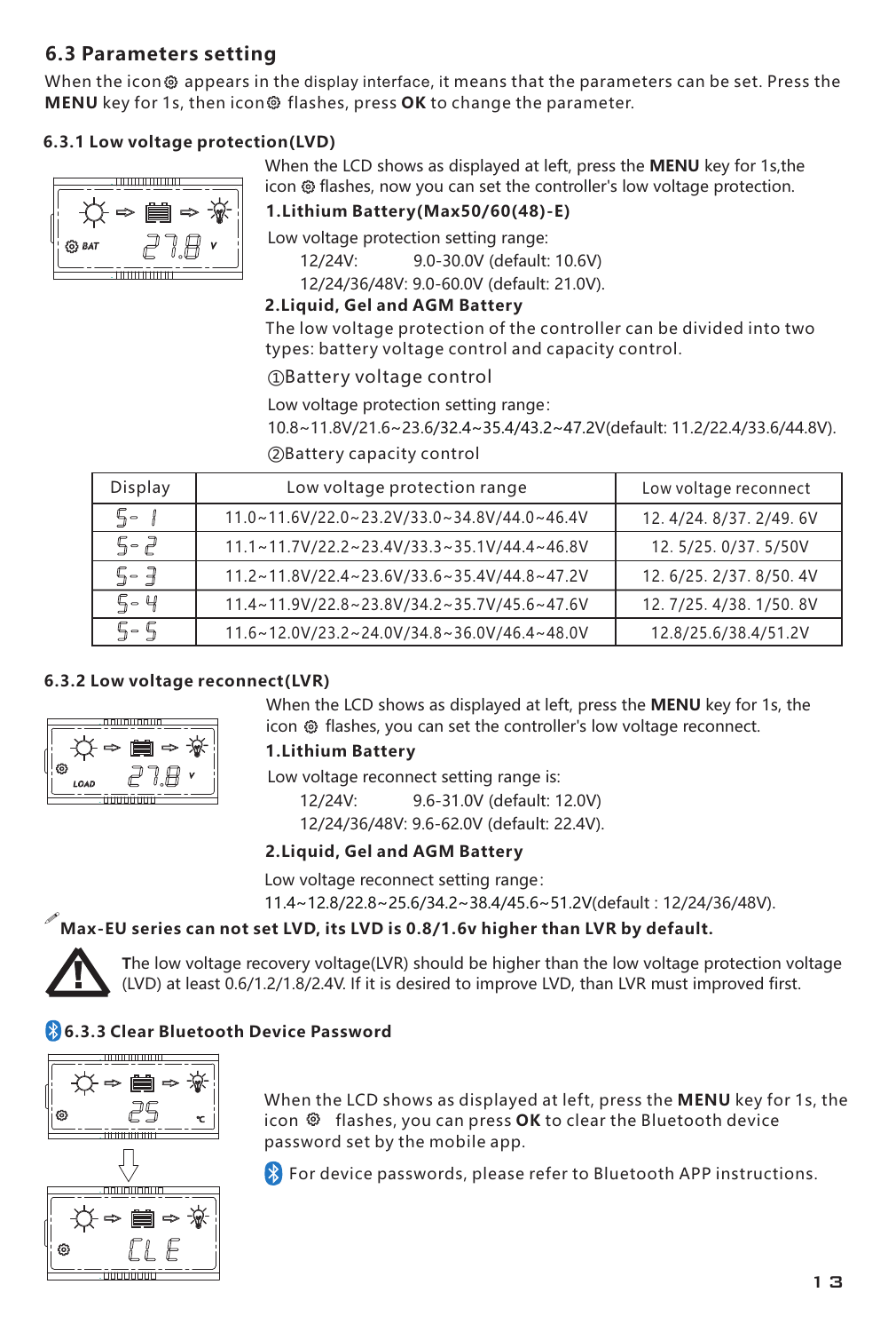## 6.3 Parameters setting

When the icon ⚙ appears in the display interface, it means that the parameters can be set. Press the **MENU** key for 1s, then icon ⚙ flashes, press **OK** to change the parameter.

### 6.3.1 Low voltage protection(LVD)

When the LCD shows as displayed at left, press the **MENU** key for 1s,the icon ⚙ flashes, now you can set the controller's low voltage protection.

**1.Lithium Battery(Max50/60(48)-E)**

Low voltage protection setting range:

12/24V: 9.0-30.0V (default: 10.6V)

12/24/36/48V: 9.0-60.0V (default: 21.0V).

**2.Liquid, Gel and AGM Battery**

The low voltage protection of the controller can be divided into two types: battery voltage control and capacity control.

①Battery voltage control

Low voltage protection setting range:

10.8~11.8V/21.6~23.6/32.4~35.4/43.2~47.2V(default: 11.2/22.4/33.6/44.8V).

②Battery capacity control

| Display | Low voltage protection range | Low voltage reconnect |
|---|---|---|
| S- 1 | 11.0~11.6V/22.0~23.2V/33.0~34.8V/44.0~46.4V | 12. 4/24. 8/37. 2/49. 6V |
| S- 2 | 11.1~11.7V/22.2~23.4V/33.3~35.1V/44.4~46.8V | 12. 5/25. 0/37. 5/50V |
| S- 3 | 11.2~11.8V/22.4~23.6V/33.6~35.4V/44.8~47.2V | 12. 6/25. 2/37. 8/50. 4V |
| S- 4 | 11.4~11.9V/22.8~23.8V/34.2~35.7V/45.6~47.6V | 12. 7/25. 4/38. 1/50. 8V |
| S- 5 | 11.6~12.0V/23.2~24.0V/34.8~36.0V/46.4~48.0V | 12.8/25.6/38.4/51.2V |

### 6.3.2 Low voltage reconnect(LVR)

When the LCD shows as displayed at left, press the **MENU** key for 1s, the icon ⚙ flashes, you can set the controller's low voltage reconnect.

**1.Lithium Battery**

Low voltage reconnect setting range is:

12/24V: 9.6-31.0V (default: 12.0V)

12/24/36/48V: 9.6-62.0V (default: 22.4V).

**2.Liquid, Gel and AGM Battery**

Low voltage reconnect setting range:

11.4~12.8/22.8~25.6/34.2~38.4/45.6~51.2V(default : 12/24/36/48V).

**Max-EU series can not set LVD, its LVD is 0.8/1.6v higher than LVR by default.**

The low voltage recovery voltage(LVR) should be higher than the low voltage protection voltage (LVD) at least 0.6/1.2/1.8/2.4V. If it is desired to improve LVD, than LVR must improved first.

### 6.3.3 Clear Bluetooth Device Password

When the LCD shows as displayed at left, press the **MENU** key for 1s, the icon ⚙ flashes, you can press **OK** to clear the Bluetooth device password set by the mobile app.

For device passwords, please refer to Bluetooth APP instructions.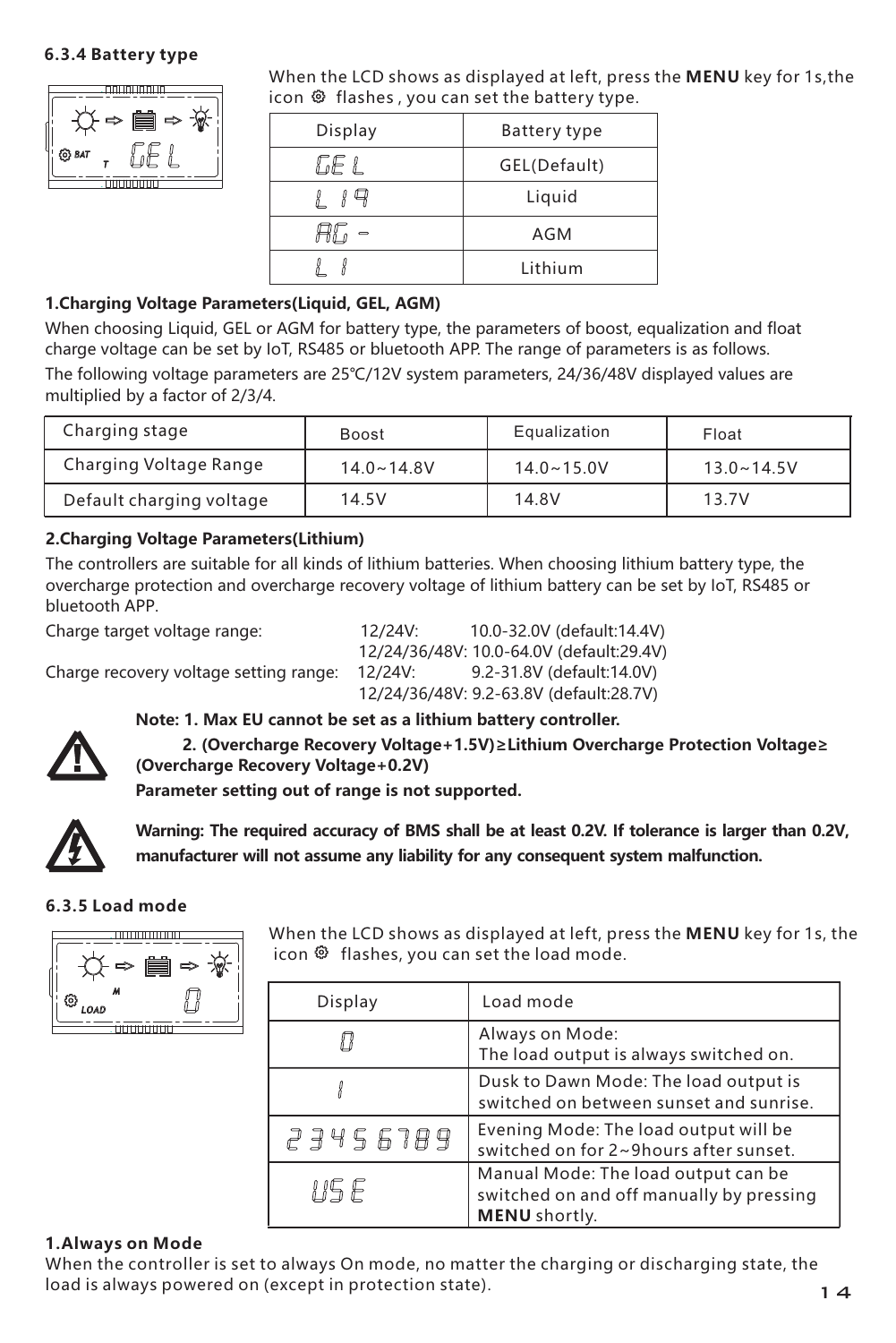### 6.3.4 Battery type

When the LCD shows as displayed at left, press the **MENU** key for 1s,the icon ⚙ flashes , you can set the battery type.

| Display | Battery type |
| --- | --- |
| GEL | GEL(Default) |
| L19 | Liquid |
| AG- | AGM |
| LI | Lithium |

**1.Charging Voltage Parameters(Liquid, GEL, AGM)**

When choosing Liquid, GEL or AGM for battery type, the parameters of boost, equalization and float charge voltage can be set by IoT, RS485 or bluetooth APP. The range of parameters is as follows.

The following voltage parameters are 25℃/12V system parameters, 24/36/48V displayed values are multiplied by a factor of 2/3/4.

| Charging stage | Boost | Equalization | Float |
| --- | --- | --- | --- |
| Charging Voltage Range | 14.0~14.8V | 14.0~15.0V | 13.0~14.5V |
| Default charging voltage | 14.5V | 14.8V | 13.7V |

**2.Charging Voltage Parameters(Lithium)**

The controllers are suitable for all kinds of lithium batteries. When choosing lithium battery type, the overcharge protection and overcharge recovery voltage of lithium battery can be set by IoT, RS485 or bluetooth APP.

Charge target voltage range: 12/24V: 10.0-32.0V (default:14.4V)
12/24/36/48V: 10.0-64.0V (default:29.4V)

Charge recovery voltage setting range: 12/24V: 9.2-31.8V (default:14.0V)
12/24/36/48V: 9.2-63.8V (default:28.7V)

**Note: 1. Max EU cannot be set as a lithium battery controller.**

**2. (Overcharge Recovery Voltage+1.5V)≥Lithium Overcharge Protection Voltage≥(Overcharge Recovery Voltage+0.2V)**

**Parameter setting out of range is not supported.**

**Warning: The required accuracy of BMS shall be at least 0.2V. If tolerance is larger than 0.2V, manufacturer will not assume any liability for any consequent system malfunction.**

### 6.3.5 Load mode

When the LCD shows as displayed at left, press the **MENU** key for 1s, the icon ⚙ flashes, you can set the load mode.

| Display | Load mode |
| --- | --- |
| 0 | Always on Mode:<br>The load output is always switched on. |
| 1 | Dusk to Dawn Mode: The load output is switched on between sunset and sunrise. |
| 2 3 4 5 6 7 8 9 | Evening Mode: The load output will be switched on for 2~9hours after sunset. |
| USE | Manual Mode: The load output can be switched on and off manually by pressing **MENU** shortly. |

**1.Always on Mode**

When the controller is set to always On mode, no matter the charging or discharging state, the load is always powered on (except in protection state).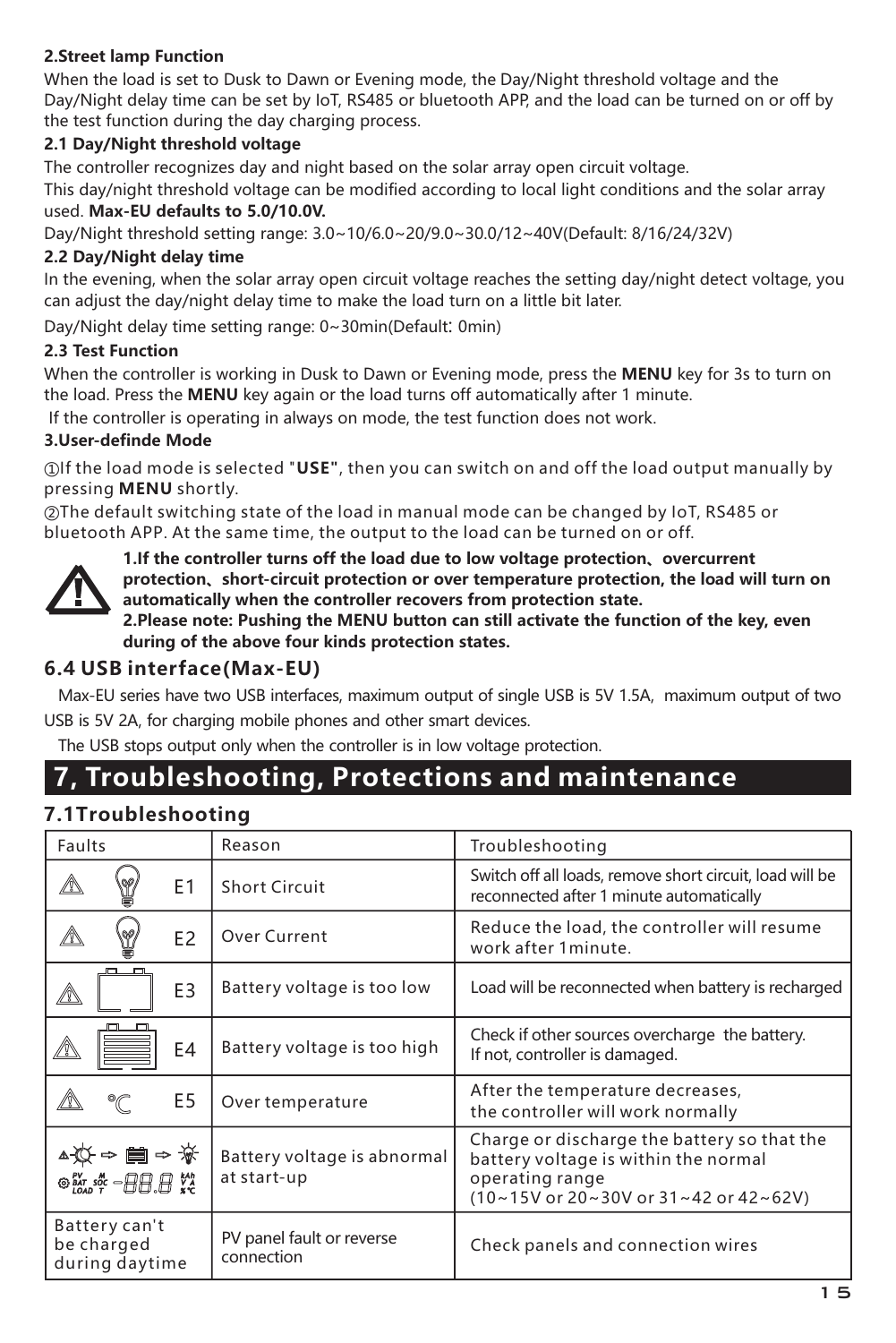**2.Street lamp Function**

When the load is set to Dusk to Dawn or Evening mode, the Day/Night threshold voltage and the Day/Night delay time can be set by IoT, RS485 or bluetooth APP, and the load can be turned on or off by the test function during the day charging process.

**2.1 Day/Night threshold voltage**

The controller recognizes day and night based on the solar array open circuit voltage.

This day/night threshold voltage can be modified according to local light conditions and the solar array used. **Max-EU defaults to 5.0/10.0V.**

Day/Night threshold setting range: 3.0~10/6.0~20/9.0~30.0/12~40V(Default: 8/16/24/32V)

**2.2 Day/Night delay time**

In the evening, when the solar array open circuit voltage reaches the setting day/night detect voltage, you can adjust the day/night delay time to make the load turn on a little bit later.

Day/Night delay time setting range: 0~30min(Default: 0min)

**2.3 Test Function**

When the controller is working in Dusk to Dawn or Evening mode, press the **MENU** key for 3s to turn on the load. Press the **MENU** key again or the load turns off automatically after 1 minute.

If the controller is operating in always on mode, the test function does not work.

**3.User-definde Mode**

①If the load mode is selected "**USE**", then you can switch on and off the load output manually by pressing **MENU** shortly.

②The default switching state of the load in manual mode can be changed by IoT, RS485 or bluetooth APP. At the same time, the output to the load can be turned on or off.

**1.If the controller turns off the load due to low voltage protection、overcurrent protection、short-circuit protection or over temperature protection, the load will turn on automatically when the controller recovers from protection state.**
**2.Please note: Pushing the MENU button can still activate the function of the key, even during of the above four kinds protection states.**

### 6.4 USB interface(Max-EU)

Max-EU series have two USB interfaces, maximum output of single USB is 5V 1.5A, maximum output of two USB is 5V 2A, for charging mobile phones and other smart devices.

The USB stops output only when the controller is in low voltage protection.

## 7, Troubleshooting, Protections and maintenance

### 7.1Troubleshooting

| Faults | Reason | Troubleshooting |
|---|---|---|
| E1 | Short Circuit | Switch off all loads, remove short circuit, load will be reconnected after 1 minute automatically |
| E2 | Over Current | Reduce the load, the controller will resume work after 1minute. |
| E3 | Battery voltage is too low | Load will be reconnected when battery is recharged |
| E4 | Battery voltage is too high | Check if other sources overcharge the battery. If not, controller is damaged. |
| E5 | Over temperature | After the temperature decreases, the controller will work normally |
| | Battery voltage is abnormal at start-up | Charge or discharge the battery so that the battery voltage is within the normal operating range (10~15V or 20~30V or 31~42 or 42~62V) |
| Battery can't be charged during daytime | PV panel fault or reverse connection | Check panels and connection wires |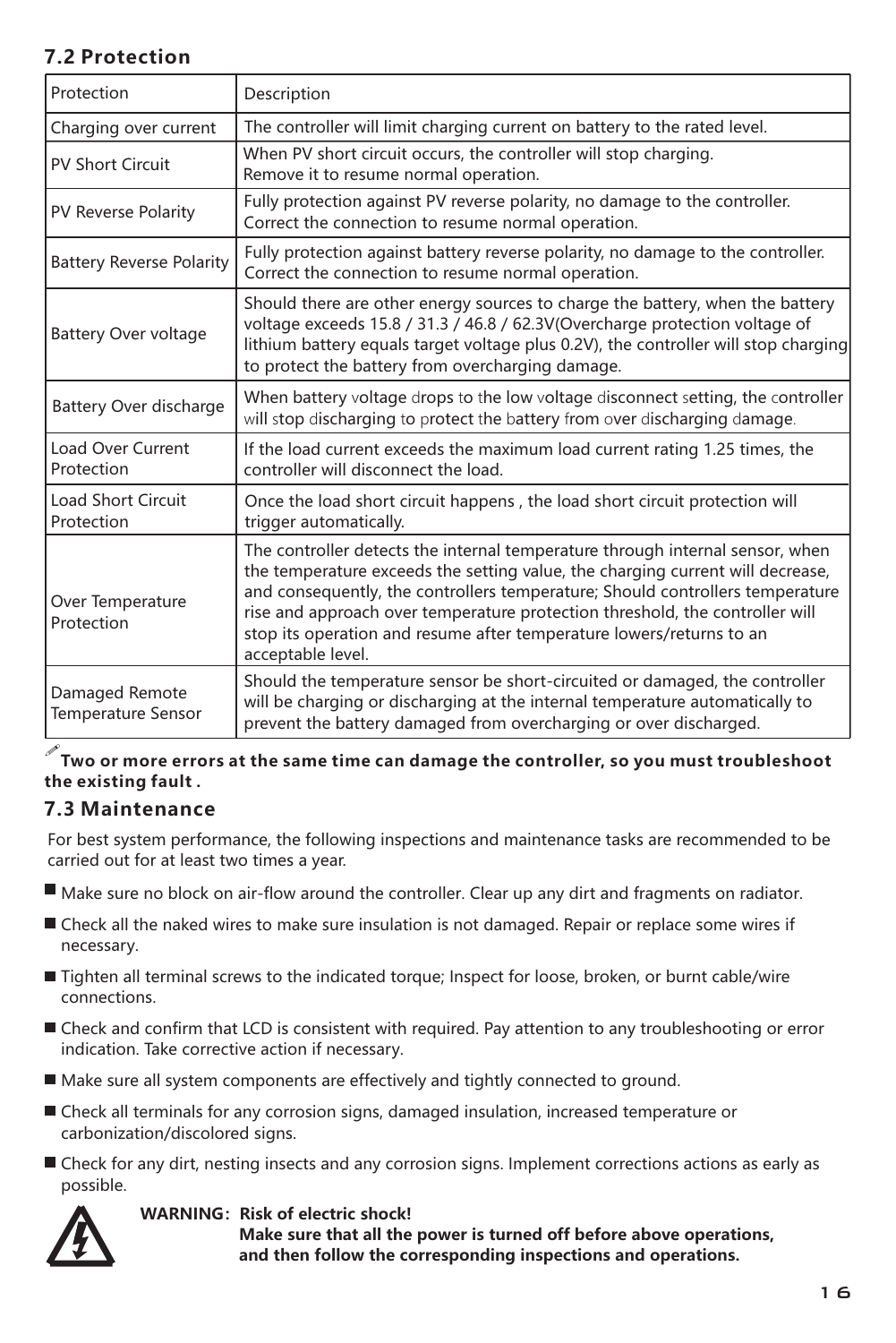## 7.2 Protection

| Protection | Description |
|---|---|
| Charging over current | The controller will limit charging current on battery to the rated level. |
| PV Short Circuit | When PV short circuit occurs, the controller will stop charging. Remove it to resume normal operation. |
| PV Reverse Polarity | Fully protection against PV reverse polarity, no damage to the controller. Correct the connection to resume normal operation. |
| Battery Reverse Polarity | Fully protection against battery reverse polarity, no damage to the controller. Correct the connection to resume normal operation. |
| Battery Over voltage | Should there are other energy sources to charge the battery, when the battery voltage exceeds 15.8 / 31.3 / 46.8 / 62.3V(Overcharge protection voltage of lithium battery equals target voltage plus 0.2V), the controller will stop charging to protect the battery from overcharging damage. |
| Battery Over discharge | When battery voltage drops to the low voltage disconnect setting, the controller will stop discharging to protect the battery from over discharging damage. |
| Load Over Current Protection | If the load current exceeds the maximum load current rating 1.25 times, the controller will disconnect the load. |
| Load Short Circuit Protection | Once the load short circuit happens , the load short circuit protection will trigger automatically. |
| Over Temperature Protection | The controller detects the internal temperature through internal sensor, when the temperature exceeds the setting value, the charging current will decrease, and consequently, the controllers temperature; Should controllers temperature rise and approach over temperature protection threshold, the controller will stop its operation and resume after temperature lowers/returns to an acceptable level. |
| Damaged Remote Temperature Sensor | Should the temperature sensor be short-circuited or damaged, the controller will be charging or discharging at the internal temperature automatically to prevent the battery damaged from overcharging or over discharged. |

**Two or more errors at the same time can damage the controller, so you must troubleshoot the existing fault .**

## 7.3 Maintenance

For best system performance, the following inspections and maintenance tasks are recommended to be carried out for at least two times a year.

- Make sure no block on air-flow around the controller. Clear up any dirt and fragments on radiator.
- Check all the naked wires to make sure insulation is not damaged. Repair or replace some wires if necessary.
- Tighten all terminal screws to the indicated torque; Inspect for loose, broken, or burnt cable/wire connections.
- Check and confirm that LCD is consistent with required. Pay attention to any troubleshooting or error indication. Take corrective action if necessary.
- Make sure all system components are effectively and tightly connected to ground.
- Check all terminals for any corrosion signs, damaged insulation, increased temperature or carbonization/discolored signs.
- Check for any dirt, nesting insects and any corrosion signs. Implement corrections actions as early as possible.

**WARNING: Risk of electric shock!**
**Make sure that all the power is turned off before above operations, and then follow the corresponding inspections and operations.**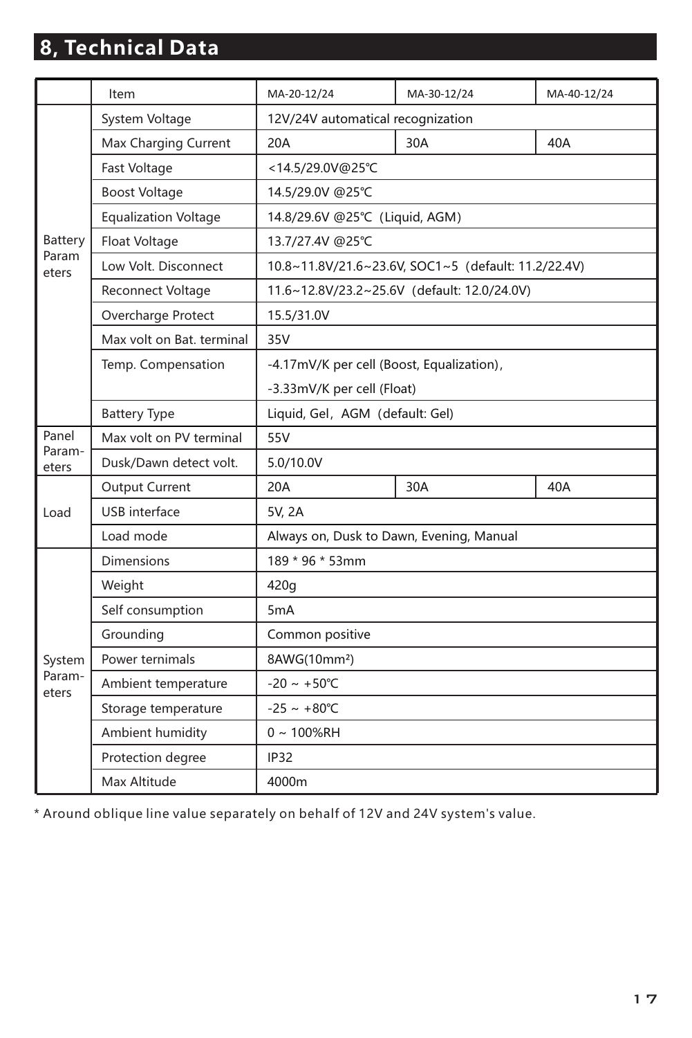## 8, Technical Data

| | Item | MA-20-12/24 | MA-30-12/24 | MA-40-12/24 |
|---|---|---|---|---|
| Battery Parameters | System Voltage | 12V/24V automatical recognization | | |
| | Max Charging Current | 20A | 30A | 40A |
| | Fast Voltage | <14.5/29.0V@25℃ | | |
| | Boost Voltage | 14.5/29.0V @25℃ | | |
| | Equalization Voltage | 14.8/29.6V @25℃（Liquid, AGM） | | |
| | Float Voltage | 13.7/27.4V @25℃ | | |
| | Low Volt. Disconnect | 10.8~11.8V/21.6~23.6V, SOC1~5（default: 11.2/22.4V） | | |
| | Reconnect Voltage | 11.6~12.8V/23.2~25.6V（default: 12.0/24.0V） | | |
| | Overcharge Protect | 15.5/31.0V | | |
| | Max volt on Bat. terminal | 35V | | |
| | Temp. Compensation | -4.17mV/K per cell (Boost, Equalization), -3.33mV/K per cell (Float) | | |
| | Battery Type | Liquid, Gel，AGM（default: Gel) | | |
| Panel Parameters | Max volt on PV terminal | 55V | | |
| | Dusk/Dawn detect volt. | 5.0/10.0V | | |
| Load | Output Current | 20A | 30A | 40A |
| | USB interface | 5V, 2A | | |
| | Load mode | Always on, Dusk to Dawn, Evening, Manual | | |
| System Parameters | Dimensions | 189 * 96 * 53mm | | |
| | Weight | 420g | | |
| | Self consumption | 5mA | | |
| | Grounding | Common positive | | |
| | Power ternimals | 8AWG(10mm²) | | |
| | Ambient temperature | -20 ~ +50℃ | | |
| | Storage temperature | -25 ~ +80℃ | | |
| | Ambient humidity | 0 ~ 100%RH | | |
| | Protection degree | IP32 | | |
| | Max Altitude | 4000m | | |

* Around oblique line value separately on behalf of 12V and 24V system's value.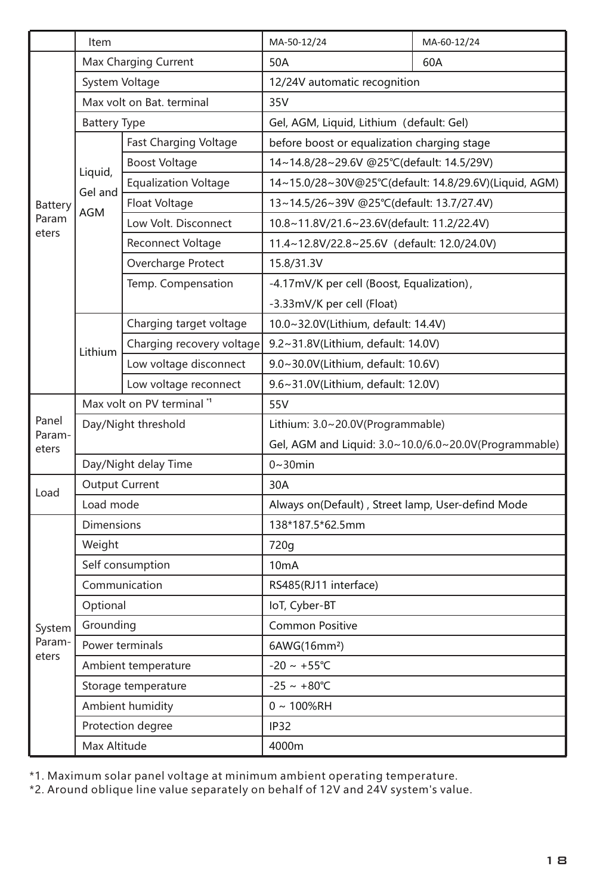| | Item | | MA-50-12/24 | MA-60-12/24 |
|---|---|---|---|---|
| Battery Parameters | Max Charging Current | | 50A | 60A |
| | System Voltage | | 12/24V automatic recognition | |
| | Max volt on Bat. terminal | | 35V | |
| | Battery Type | | Gel, AGM, Liquid, Lithium (default: Gel) | |
| | Liquid, Gel and AGM | Fast Charging Voltage | before boost or equalization charging stage | |
| | | Boost Voltage | 14~14.8/28~29.6V @25℃(default: 14.5/29V) | |
| | | Equalization Voltage | 14~15.0/28~30V@25℃(default: 14.8/29.6V)(Liquid, AGM) | |
| | | Float Voltage | 13~14.5/26~39V @25℃(default: 13.7/27.4V) | |
| | | Low Volt. Disconnect | 10.8~11.8V/21.6~23.6V(default: 11.2/22.4V) | |
| | | Reconnect Voltage | 11.4~12.8V/22.8~25.6V (default: 12.0/24.0V) | |
| | | Overcharge Protect | 15.8/31.3V | |
| | | Temp. Compensation | -4.17mV/K per cell (Boost, Equalization), -3.33mV/K per cell (Float) | |
| | Lithium | Charging target voltage | 10.0~32.0V(Lithium, default: 14.4V) | |
| | | Charging recovery voltage | 9.2~31.8V(Lithium, default: 14.0V) | |
| | | Low voltage disconnect | 9.0~30.0V(Lithium, default: 10.6V) | |
| | | Low voltage reconnect | 9.6~31.0V(Lithium, default: 12.0V) | |
| Panel Parameters | Max volt on PV terminal *1 | | 55V | |
| | Day/Night threshold | | Lithium: 3.0~20.0V(Programmable)<br>Gel, AGM and Liquid: 3.0~10.0/6.0~20.0V(Programmable) | |
| | Day/Night delay Time | | 0~30min | |
| Load | Output Current | | 30A | |
| | Load mode | | Always on(Default) , Street lamp, User-defind Mode | |
| System Parameters | Dimensions | | 138*187.5*62.5mm | |
| | Weight | | 720g | |
| | Self consumption | | 10mA | |
| | Communication | | RS485(RJ11 interface) | |
| | Optional | | IoT, Cyber-BT | |
| | Grounding | | Common Positive | |
| | Power terminals | | 6AWG(16mm²) | |
| | Ambient temperature | | -20 ~ +55℃ | |
| | Storage temperature | | -25 ~ +80℃ | |
| | Ambient humidity | | 0 ~ 100%RH | |
| | Protection degree | | IP32 | |
| | Max Altitude | | 4000m | |

*1. Maximum solar panel voltage at minimum ambient operating temperature.
*2. Around oblique line value separately on behalf of 12V and 24V system's value.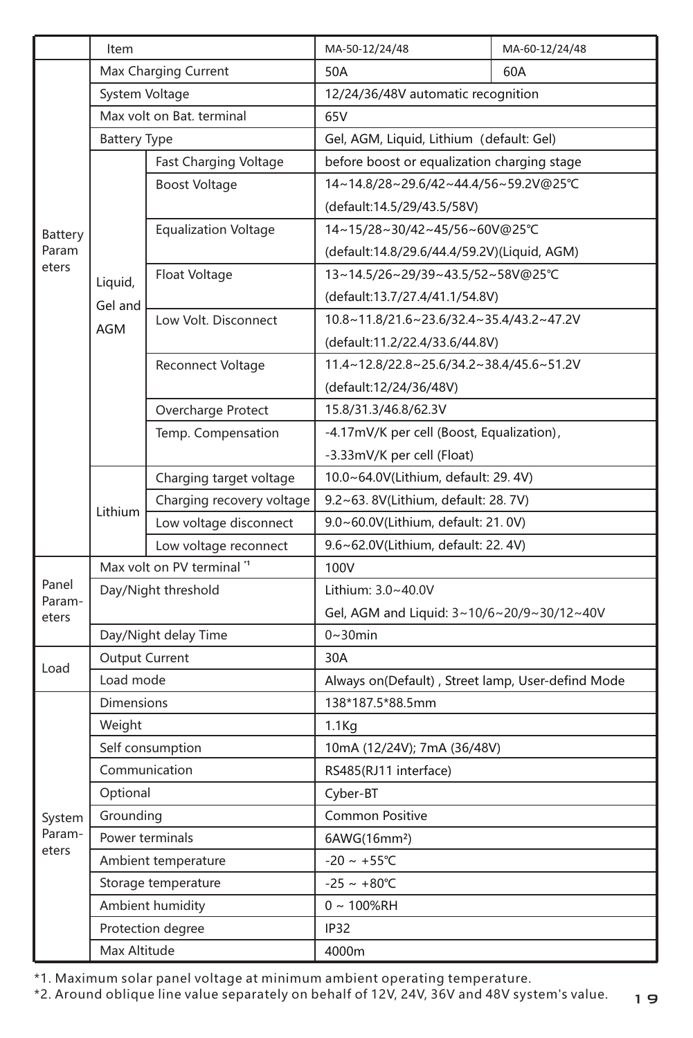| | Item | | MA-50-12/24/48 | MA-60-12/24/48 |
|---|---|---|---|---|
| Battery Parameters | Max Charging Current | | 50A | 60A |
| | System Voltage | | 12/24/36/48V automatic recognition | |
| | Max volt on Bat. terminal | | 65V | |
| | Battery Type | | Gel, AGM, Liquid, Lithium（default: Gel) | |
| | Liquid, Gel and AGM | Fast Charging Voltage | before boost or equalization charging stage | |
| | | Boost Voltage | 14~14.8/28~29.6/42~44.4/56~59.2V@25℃ (default:14.5/29/43.5/58V) | |
| | | Equalization Voltage | 14~15/28~30/42~45/56~60V@25℃ (default:14.8/29.6/44.4/59.2V)(Liquid, AGM) | |
| | | Float Voltage | 13~14.5/26~29/39~43.5/52~58V@25℃ (default:13.7/27.4/41.1/54.8V) | |
| | | Low Volt. Disconnect | 10.8~11.8/21.6~23.6/32.4~35.4/43.2~47.2V (default:11.2/22.4/33.6/44.8V) | |
| | | Reconnect Voltage | 11.4~12.8/22.8~25.6/34.2~38.4/45.6~51.2V (default:12/24/36/48V) | |
| | | Overcharge Protect | 15.8/31.3/46.8/62.3V | |
| | | Temp. Compensation | -4.17mV/K per cell (Boost, Equalization), -3.33mV/K per cell (Float) | |
| | Lithium | Charging target voltage | 10.0~64.0V(Lithium, default: 29. 4V) | |
| | | Charging recovery voltage | 9.2~63. 8V(Lithium, default: 28. 7V) | |
| | | Low voltage disconnect | 9.0~60.0V(Lithium, default: 21. 0V) | |
| | | Low voltage reconnect | 9.6~62.0V(Lithium, default: 22. 4V) | |
| Panel Parameters | Max volt on PV terminal [*1] | | 100V | |
| | Day/Night threshold | | Lithium: 3.0~40.0V<br>Gel, AGM and Liquid: 3~10/6~20/9~30/12~40V | |
| | Day/Night delay Time | | 0~30min | |
| Load | Output Current | | 30A | |
| | Load mode | | Always on(Default) , Street lamp, User-defind Mode | |
| System Parameters | Dimensions | | 138*187.5*88.5mm | |
| | Weight | | 1.1Kg | |
| | Self consumption | | 10mA (12/24V); 7mA (36/48V) | |
| | Communication | | RS485(RJ11 interface) | |
| | Optional | | Cyber-BT | |
| | Grounding | | Common Positive | |
| | Power terminals | | 6AWG(16mm²) | |
| | Ambient temperature | | -20 ~ +55℃ | |
| | Storage temperature | | -25 ~ +80℃ | |
| | Ambient humidity | | 0 ~ 100%RH | |
| | Protection degree | | IP32 | |
| | Max Altitude | | 4000m | |

*1. Maximum solar panel voltage at minimum ambient operating temperature.
*2. Around oblique line value separately on behalf of 12V, 24V, 36V and 48V system's value.